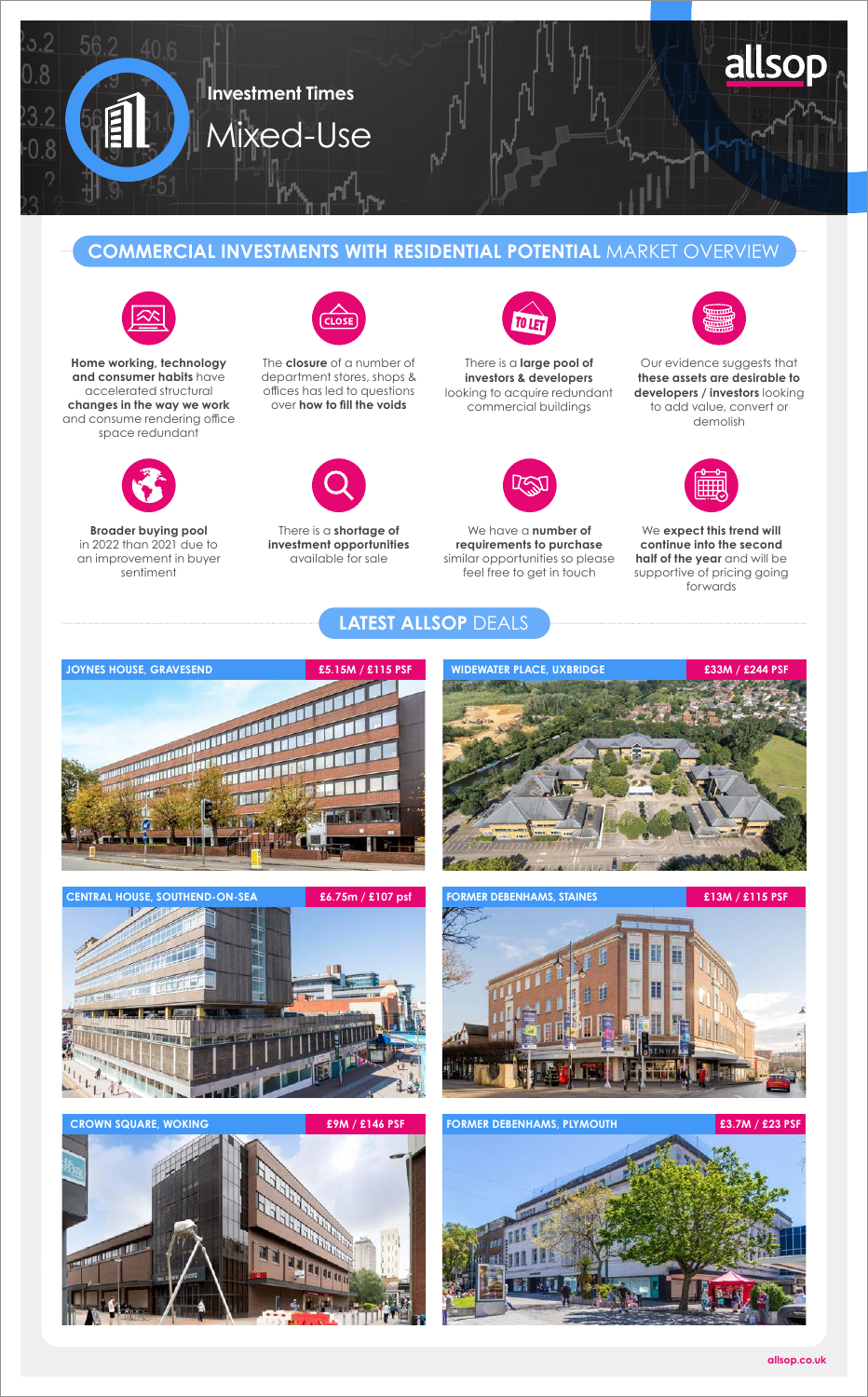allsop

# Investment Times

# Mixed-Use

## COMMERCIAL INVESTMENTS WITH RESIDENTIAL POTENTIAL MARKET OVERVIEW

**Home working, technology and consumer habits** have accelerated structural **changes in the way we work** and consume rendering office space redundant

The **closure** of a number of department stores, shops & offices has led to questions over **how to fill the voids**

There is a **large pool of investors & developers** looking to acquire redundant commercial buildings

Our evidence suggests that **these assets are desirable to developers / investors** looking to add value, convert or demolish

**Broader buying pool** in 2022 than 2021 due to an improvement in buyer sentiment

There is a **shortage of investment opportunities** available for sale

We have a **number of requirements to purchase** similar opportunities so please feel free to get in touch

We **expect this trend will continue into the second half of the year** and will be supportive of pricing going forwards

## LATEST ALLSOP DEALS

**JOYNES HOUSE, GRAVESEND** — £5.15M / £115 PSF

**WIDEWATER PLACE, UXBRIDGE** — £33M / £244 PSF

**CENTRAL HOUSE, SOUTHEND-ON-SEA** — £6.75m / £107 psf

**FORMER DEBENHAMS, STAINES** — £13M / £115 PSF

**CROWN SQUARE, WOKING** — £9M / £146 PSF

**FORMER DEBENHAMS, PLYMOUTH** — £3.7M / £23 PSF

allsop.co.uk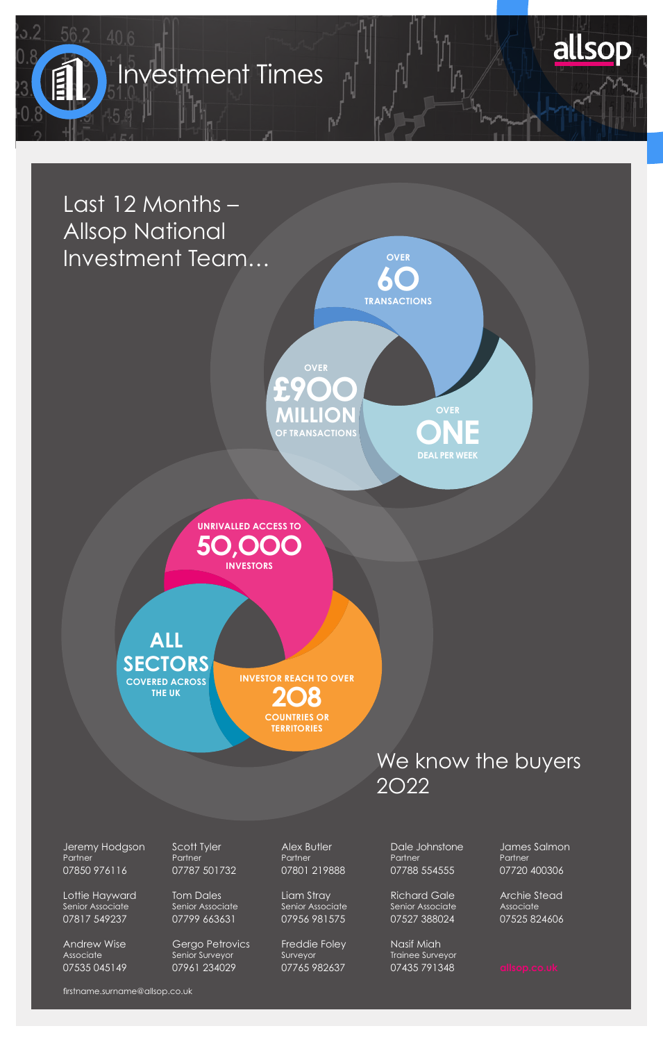# Investment Times

allsop

## Last 12 Months – Allsop National Investment Team…

OVER
**60**
TRANSACTIONS

OVER
**£900 MILLION**
OF TRANSACTIONS

OVER
**ONE**
DEAL PER WEEK

UNRIVALLED ACCESS TO
**50,000**
INVESTORS

**ALL SECTORS**
COVERED ACROSS THE UK

INVESTOR REACH TO OVER
**208**
COUNTRIES OR TERRITORIES

## We know the buyers 2022

Jeremy Hodgson
Partner
07850 976116

Scott Tyler
Partner
07787 501732

Alex Butler
Partner
07801 219888

Dale Johnstone
Partner
07788 554555

James Salmon
Partner
07720 400306

Lottie Hayward
Senior Associate
07817 549237

Tom Dales
Senior Associate
07799 663631

Liam Stray
Senior Associate
07956 981575

Richard Gale
Senior Associate
07527 388024

Archie Stead
Associate
07525 824606

Andrew Wise
Associate
07535 045149

Gergo Petrovics
Senior Surveyor
07961 234029

Freddie Foley
Surveyor
07765 982637

Nasif Miah
Trainee Surveyor
07435 791348

allsop.co.uk

firstname.surname@allsop.co.uk